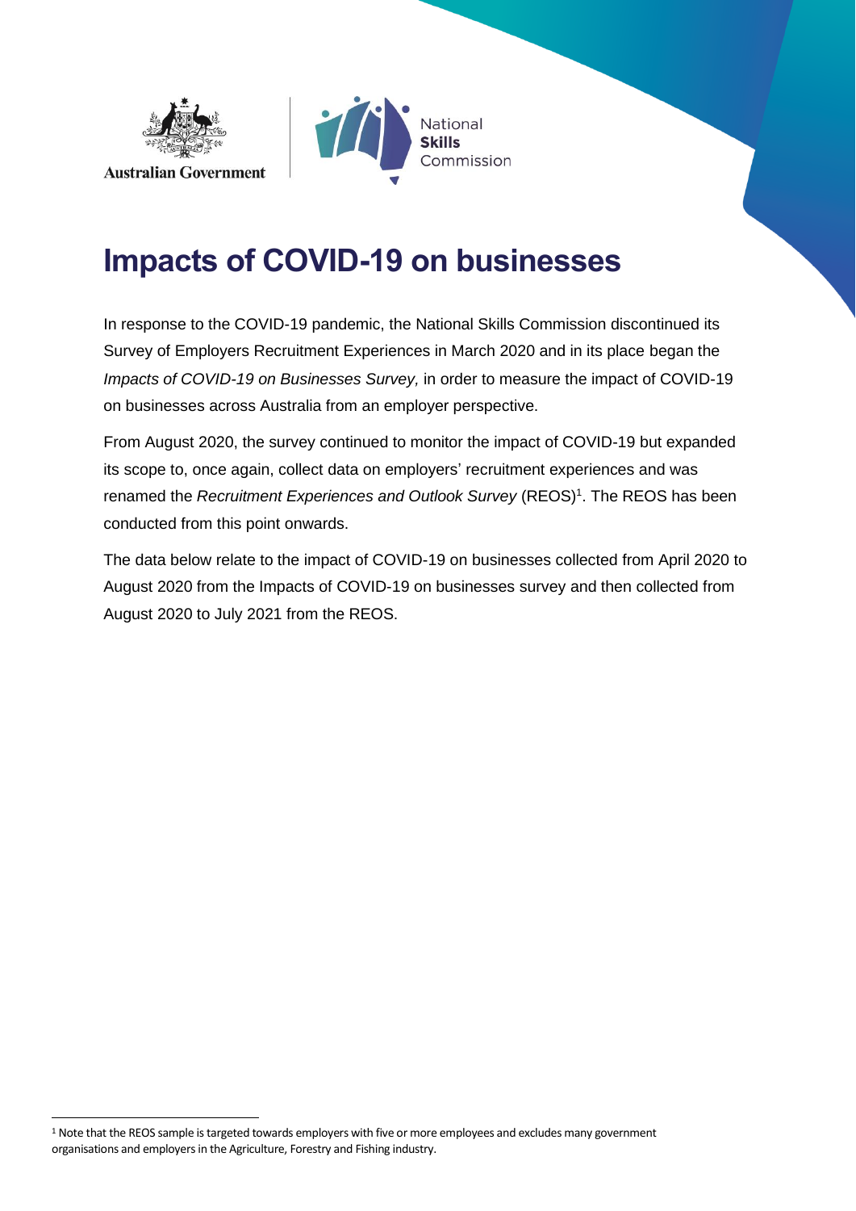Australian Government

National **Skills** Commission

# Impacts of COVID-19 on businesses

In response to the COVID-19 pandemic, the National Skills Commission discontinued its Survey of Employers Recruitment Experiences in March 2020 and in its place began the *Impacts of COVID-19 on Businesses Survey,* in order to measure the impact of COVID-19 on businesses across Australia from an employer perspective.

From August 2020, the survey continued to monitor the impact of COVID-19 but expanded its scope to, once again, collect data on employers' recruitment experiences and was renamed the *Recruitment Experiences and Outlook Survey* (REOS)[1]. The REOS has been conducted from this point onwards.

The data below relate to the impact of COVID-19 on businesses collected from April 2020 to August 2020 from the Impacts of COVID-19 on businesses survey and then collected from August 2020 to July 2021 from the REOS.

[1] Note that the REOS sample is targeted towards employers with five or more employees and excludes many government organisations and employers in the Agriculture, Forestry and Fishing industry.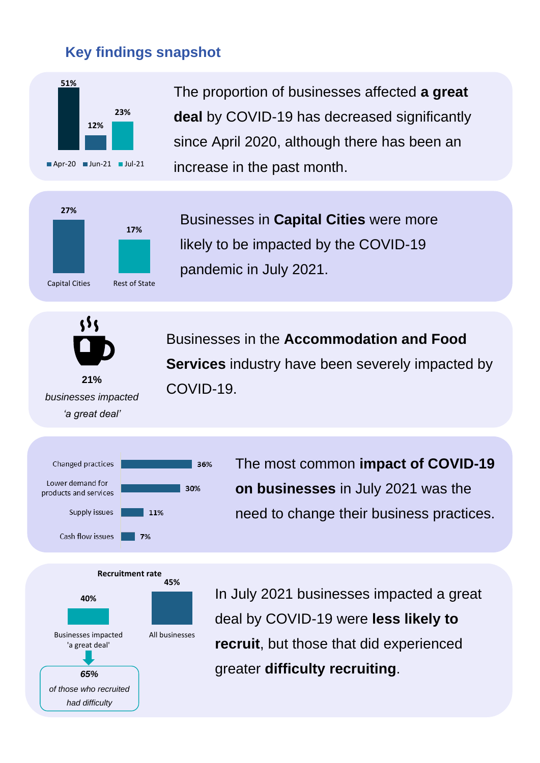## Key findings snapshot

| Apr-20 | Jun-21 | Jul-21 |
|---|---|---|
| 51% | 12% | 23% |

The proportion of businesses affected **a great deal** by COVID-19 has decreased significantly since April 2020, although there has been an increase in the past month.

| Capital Cities | Rest of State |
|---|---|
| 27% | 17% |

Businesses in **Capital Cities** were more likely to be impacted by the COVID-19 pandemic in July 2021.

**21%**

*businesses impacted 'a great deal'*

Businesses in the **Accommodation and Food Services** industry have been severely impacted by COVID-19.

| Impact | % |
|---|---|
| Changed practices | 36% |
| Lower demand for products and services | 30% |
| Supply issues | 11% |
| Cash flow issues | 7% |

The most common **impact of COVID-19 on businesses** in July 2021 was the need to change their business practices.

**Recruitment rate**

| Businesses impacted 'a great deal' | All businesses |
|---|---|
| 40% | 45% |

***65%***

*of those who recruited had difficulty*

In July 2021 businesses impacted a great deal by COVID-19 were **less likely to recruit**, but those that did experienced greater **difficulty recruiting**.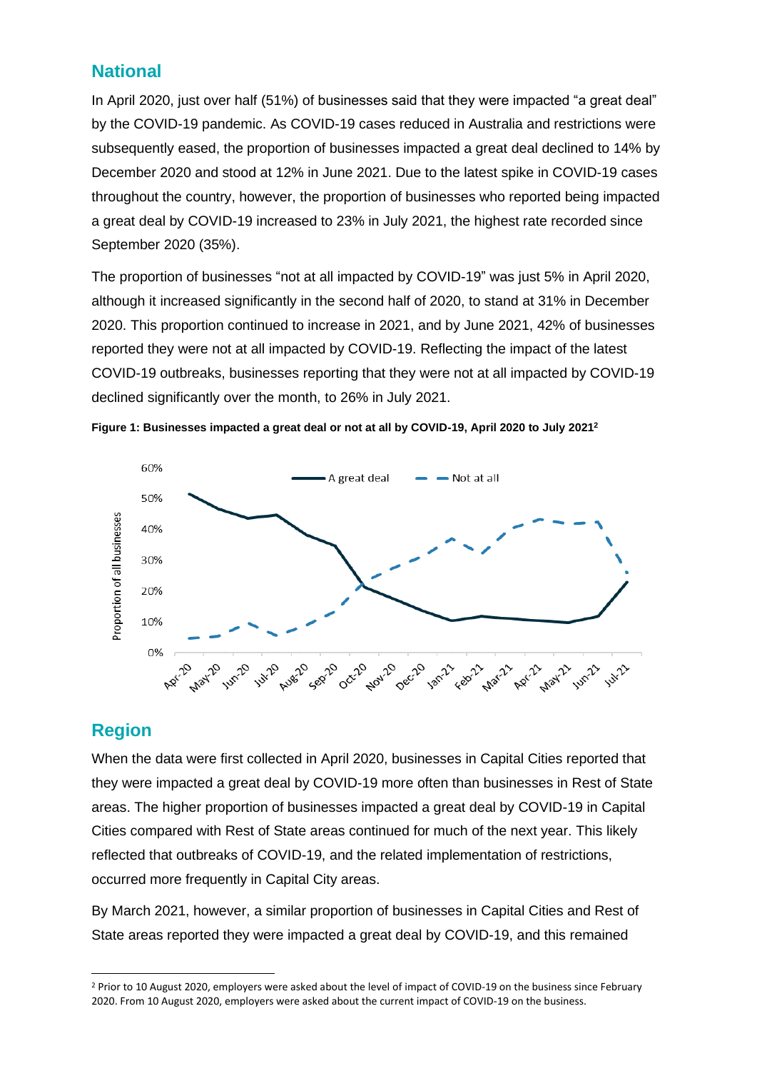## National

In April 2020, just over half (51%) of businesses said that they were impacted "a great deal" by the COVID-19 pandemic. As COVID-19 cases reduced in Australia and restrictions were subsequently eased, the proportion of businesses impacted a great deal declined to 14% by December 2020 and stood at 12% in June 2021. Due to the latest spike in COVID-19 cases throughout the country, however, the proportion of businesses who reported being impacted a great deal by COVID-19 increased to 23% in July 2021, the highest rate recorded since September 2020 (35%).

The proportion of businesses "not at all impacted by COVID-19" was just 5% in April 2020, although it increased significantly in the second half of 2020, to stand at 31% in December 2020. This proportion continued to increase in 2021, and by June 2021, 42% of businesses reported they were not at all impacted by COVID-19. Reflecting the impact of the latest COVID-19 outbreaks, businesses reporting that they were not at all impacted by COVID-19 declined significantly over the month, to 26% in July 2021.

**Figure 1: Businesses impacted a great deal or not at all by COVID-19, April 2020 to July 2021[2]**

## Region

When the data were first collected in April 2020, businesses in Capital Cities reported that they were impacted a great deal by COVID-19 more often than businesses in Rest of State areas. The higher proportion of businesses impacted a great deal by COVID-19 in Capital Cities compared with Rest of State areas continued for much of the next year. This likely reflected that outbreaks of COVID-19, and the related implementation of restrictions, occurred more frequently in Capital City areas.

By March 2021, however, a similar proportion of businesses in Capital Cities and Rest of State areas reported they were impacted a great deal by COVID-19, and this remained

[2] Prior to 10 August 2020, employers were asked about the level of impact of COVID-19 on the business since February 2020. From 10 August 2020, employers were asked about the current impact of COVID-19 on the business.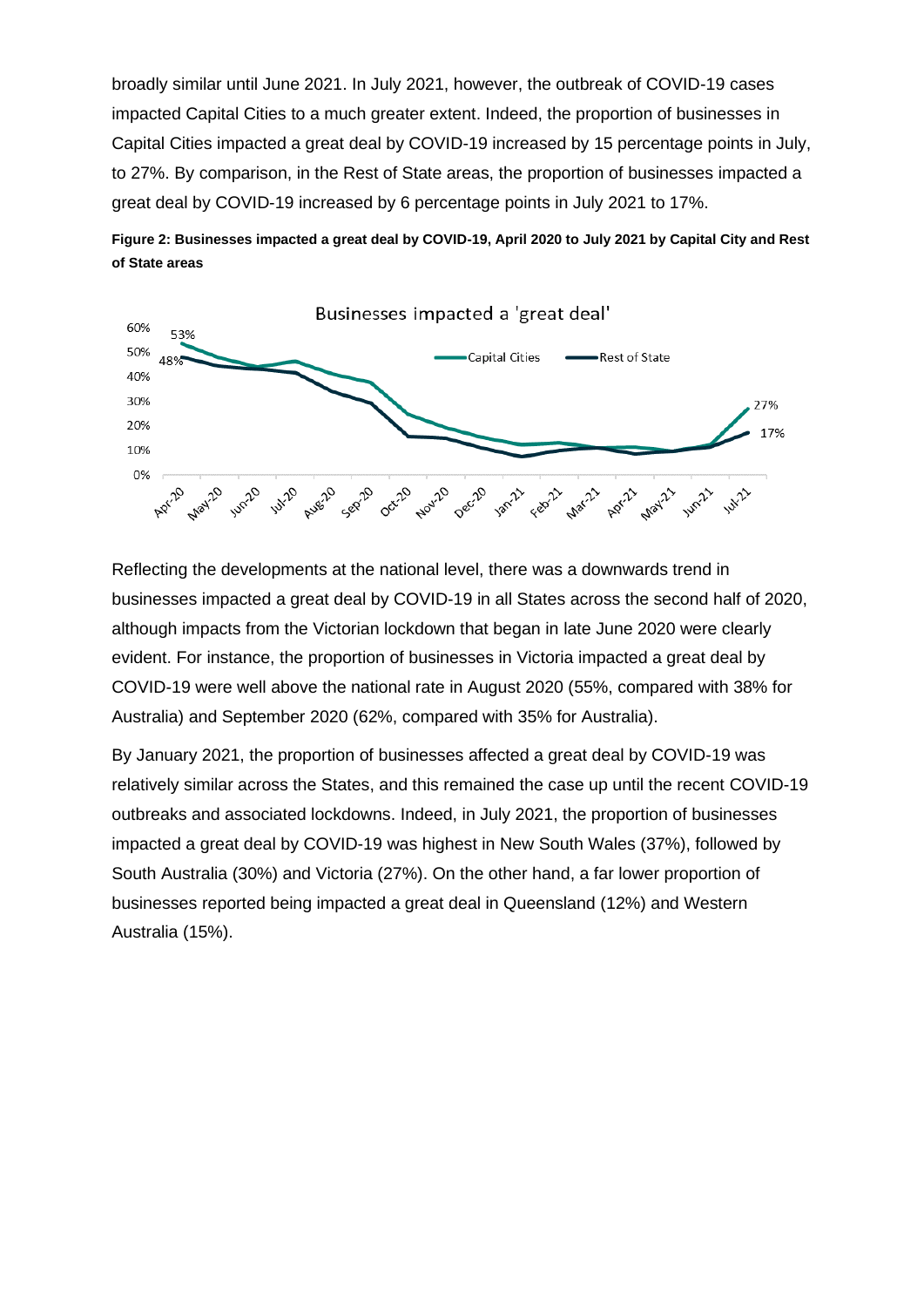broadly similar until June 2021. In July 2021, however, the outbreak of COVID-19 cases impacted Capital Cities to a much greater extent. Indeed, the proportion of businesses in Capital Cities impacted a great deal by COVID-19 increased by 15 percentage points in July, to 27%. By comparison, in the Rest of State areas, the proportion of businesses impacted a great deal by COVID-19 increased by 6 percentage points in July 2021 to 17%.

**Figure 2: Businesses impacted a great deal by COVID-19, April 2020 to July 2021 by Capital City and Rest of State areas**

Reflecting the developments at the national level, there was a downwards trend in businesses impacted a great deal by COVID-19 in all States across the second half of 2020, although impacts from the Victorian lockdown that began in late June 2020 were clearly evident. For instance, the proportion of businesses in Victoria impacted a great deal by COVID-19 were well above the national rate in August 2020 (55%, compared with 38% for Australia) and September 2020 (62%, compared with 35% for Australia).

By January 2021, the proportion of businesses affected a great deal by COVID-19 was relatively similar across the States, and this remained the case up until the recent COVID-19 outbreaks and associated lockdowns. Indeed, in July 2021, the proportion of businesses impacted a great deal by COVID-19 was highest in New South Wales (37%), followed by South Australia (30%) and Victoria (27%). On the other hand, a far lower proportion of businesses reported being impacted a great deal in Queensland (12%) and Western Australia (15%).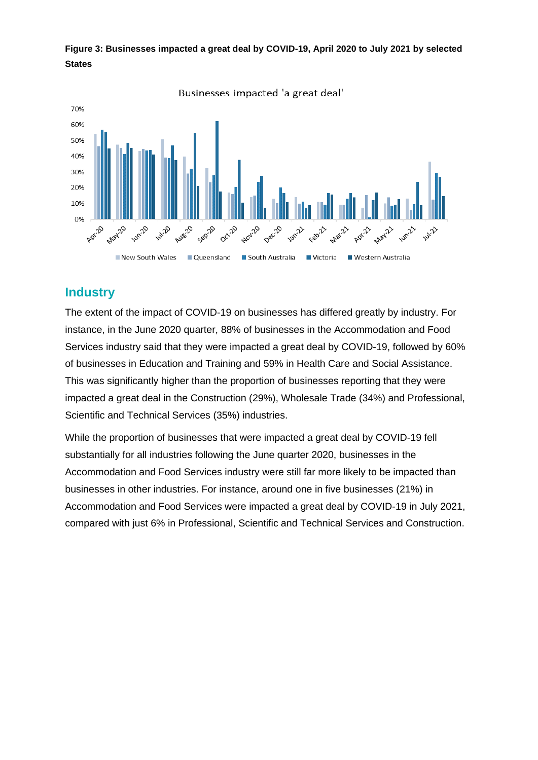**Figure 3: Businesses impacted a great deal by COVID-19, April 2020 to July 2021 by selected States**

## Industry

The extent of the impact of COVID-19 on businesses has differed greatly by industry. For instance, in the June 2020 quarter, 88% of businesses in the Accommodation and Food Services industry said that they were impacted a great deal by COVID-19, followed by 60% of businesses in Education and Training and 59% in Health Care and Social Assistance. This was significantly higher than the proportion of businesses reporting that they were impacted a great deal in the Construction (29%), Wholesale Trade (34%) and Professional, Scientific and Technical Services (35%) industries.

While the proportion of businesses that were impacted a great deal by COVID-19 fell substantially for all industries following the June quarter 2020, businesses in the Accommodation and Food Services industry were still far more likely to be impacted than businesses in other industries. For instance, around one in five businesses (21%) in Accommodation and Food Services were impacted a great deal by COVID-19 in July 2021, compared with just 6% in Professional, Scientific and Technical Services and Construction.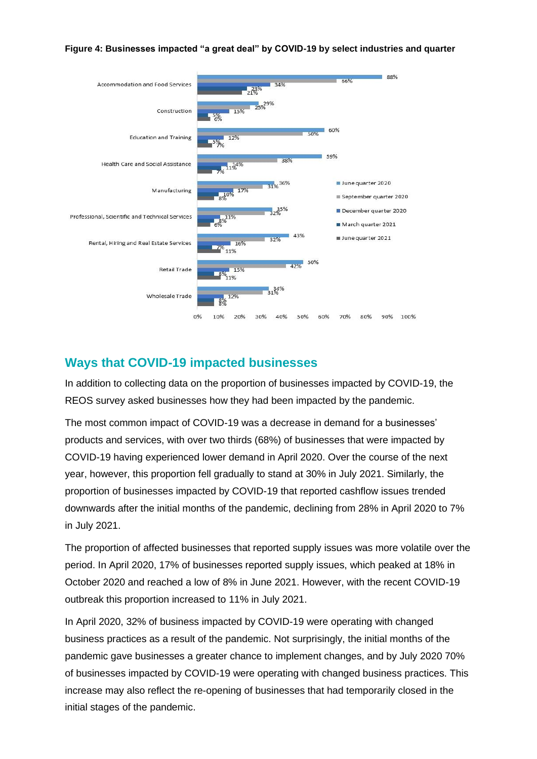**Figure 4: Businesses impacted “a great deal” by COVID-19 by select industries and quarter**

| Industry | June quarter 2020 | September quarter 2020 | December quarter 2020 | March quarter 2021 | June quarter 2021 |
|---|---|---|---|---|---|
| Accommodation and Food Services | 88% | 66% | 34% | 23% | 21% |
| Construction | 29% | 25% | 15% | 5% | 6% |
| Education and Training | 60% | 50% | 12% | 5% | 7% |
| Health Care and Social Assistance | 59% | 38% | 14% | 11% | 7% |
| Manufacturing | 36% | 31% | 17% | 10% | 8% |
| Professional, Scientific and Technical Services | 35% | 32% | 11% | 8% | 6% |
| Rental, Hiring and Real Estate Services | 43% | 32% | 16% | 7% | 11% |
| Retail Trade | 50% | 42% | 15% | 8% | 11% |
| Wholesale Trade | 34% | 31% | 12% | 8% | 8% |

## Ways that COVID-19 impacted businesses

In addition to collecting data on the proportion of businesses impacted by COVID-19, the REOS survey asked businesses how they had been impacted by the pandemic.

The most common impact of COVID-19 was a decrease in demand for a businesses' products and services, with over two thirds (68%) of businesses that were impacted by COVID-19 having experienced lower demand in April 2020. Over the course of the next year, however, this proportion fell gradually to stand at 30% in July 2021. Similarly, the proportion of businesses impacted by COVID-19 that reported cashflow issues trended downwards after the initial months of the pandemic, declining from 28% in April 2020 to 7% in July 2021.

The proportion of affected businesses that reported supply issues was more volatile over the period. In April 2020, 17% of businesses reported supply issues, which peaked at 18% in October 2020 and reached a low of 8% in June 2021. However, with the recent COVID-19 outbreak this proportion increased to 11% in July 2021.

In April 2020, 32% of business impacted by COVID-19 were operating with changed business practices as a result of the pandemic. Not surprisingly, the initial months of the pandemic gave businesses a greater chance to implement changes, and by July 2020 70% of businesses impacted by COVID-19 were operating with changed business practices. This increase may also reflect the re-opening of businesses that had temporarily closed in the initial stages of the pandemic.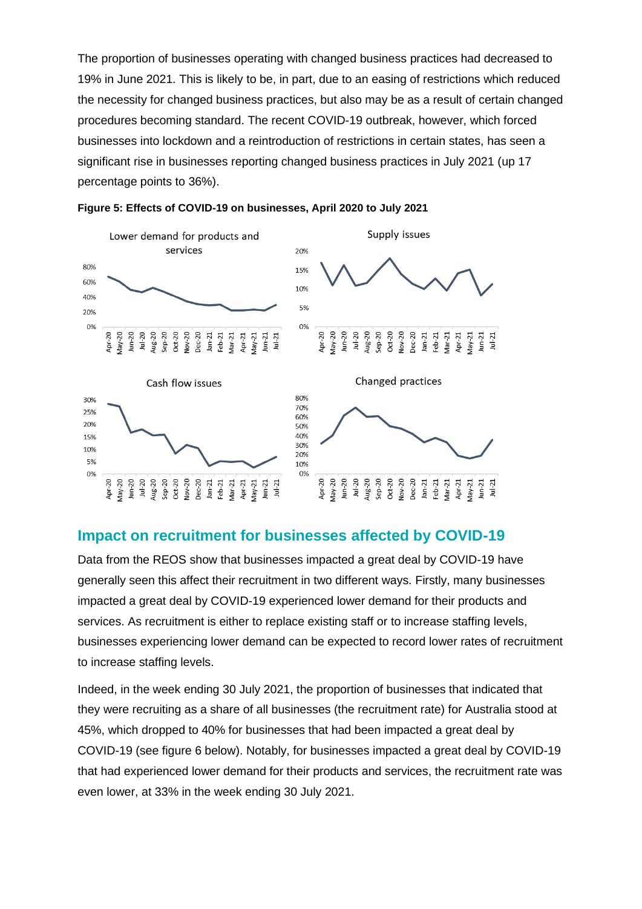The proportion of businesses operating with changed business practices had decreased to 19% in June 2021. This is likely to be, in part, due to an easing of restrictions which reduced the necessity for changed business practices, but also may be as a result of certain changed procedures becoming standard. The recent COVID-19 outbreak, however, which forced businesses into lockdown and a reintroduction of restrictions in certain states, has seen a significant rise in businesses reporting changed business practices in July 2021 (up 17 percentage points to 36%).

**Figure 5: Effects of COVID-19 on businesses, April 2020 to July 2021**

## Impact on recruitment for businesses affected by COVID-19

Data from the REOS show that businesses impacted a great deal by COVID-19 have generally seen this affect their recruitment in two different ways. Firstly, many businesses impacted a great deal by COVID-19 experienced lower demand for their products and services. As recruitment is either to replace existing staff or to increase staffing levels, businesses experiencing lower demand can be expected to record lower rates of recruitment to increase staffing levels.

Indeed, in the week ending 30 July 2021, the proportion of businesses that indicated that they were recruiting as a share of all businesses (the recruitment rate) for Australia stood at 45%, which dropped to 40% for businesses that had been impacted a great deal by COVID-19 (see figure 6 below). Notably, for businesses impacted a great deal by COVID-19 that had experienced lower demand for their products and services, the recruitment rate was even lower, at 33% in the week ending 30 July 2021.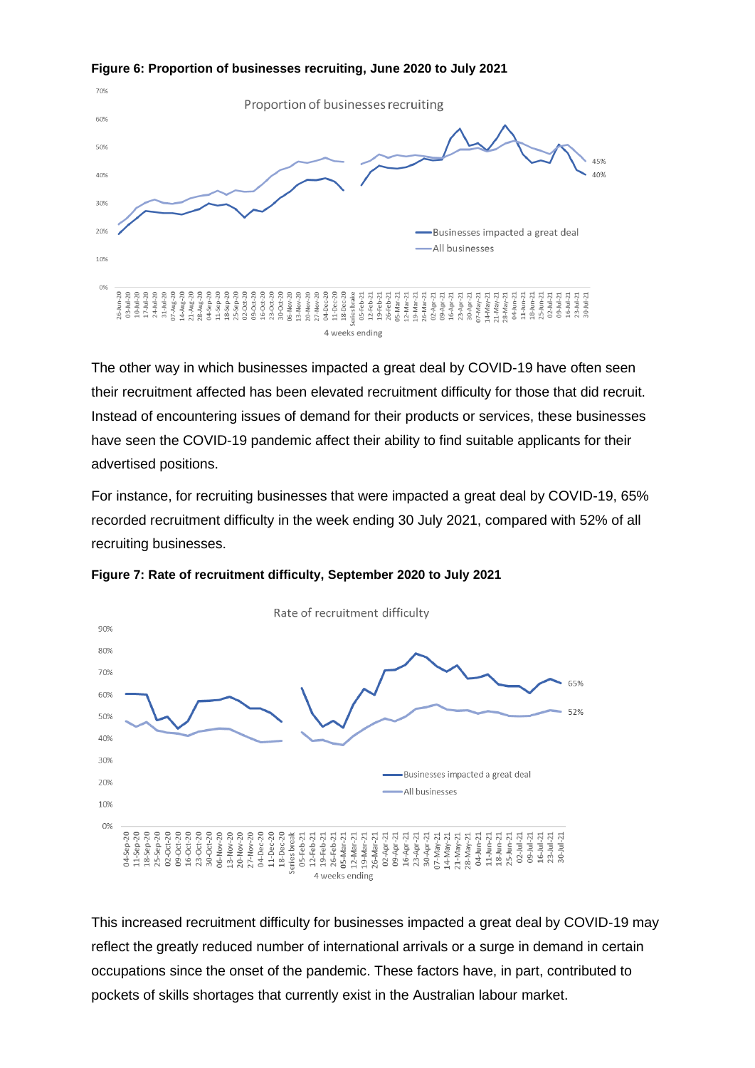**Figure 6: Proportion of businesses recruiting, June 2020 to July 2021**

The other way in which businesses impacted a great deal by COVID-19 have often seen their recruitment affected has been elevated recruitment difficulty for those that did recruit. Instead of encountering issues of demand for their products or services, these businesses have seen the COVID-19 pandemic affect their ability to find suitable applicants for their advertised positions.

For instance, for recruiting businesses that were impacted a great deal by COVID-19, 65% recorded recruitment difficulty in the week ending 30 July 2021, compared with 52% of all recruiting businesses.

**Figure 7: Rate of recruitment difficulty, September 2020 to July 2021**

This increased recruitment difficulty for businesses impacted a great deal by COVID-19 may reflect the greatly reduced number of international arrivals or a surge in demand in certain occupations since the onset of the pandemic. These factors have, in part, contributed to pockets of skills shortages that currently exist in the Australian labour market.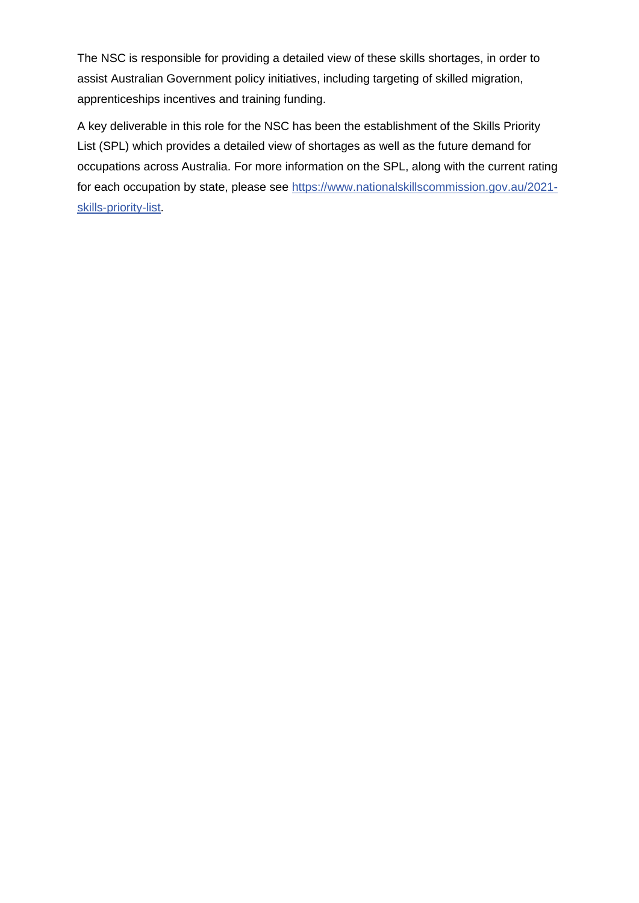The NSC is responsible for providing a detailed view of these skills shortages, in order to assist Australian Government policy initiatives, including targeting of skilled migration, apprenticeships incentives and training funding.

A key deliverable in this role for the NSC has been the establishment of the Skills Priority List (SPL) which provides a detailed view of shortages as well as the future demand for occupations across Australia. For more information on the SPL, along with the current rating for each occupation by state, please see [https://www.nationalskillscommission.gov.au/2021-skills-priority-list](https://www.nationalskillscommission.gov.au/2021-skills-priority-list).